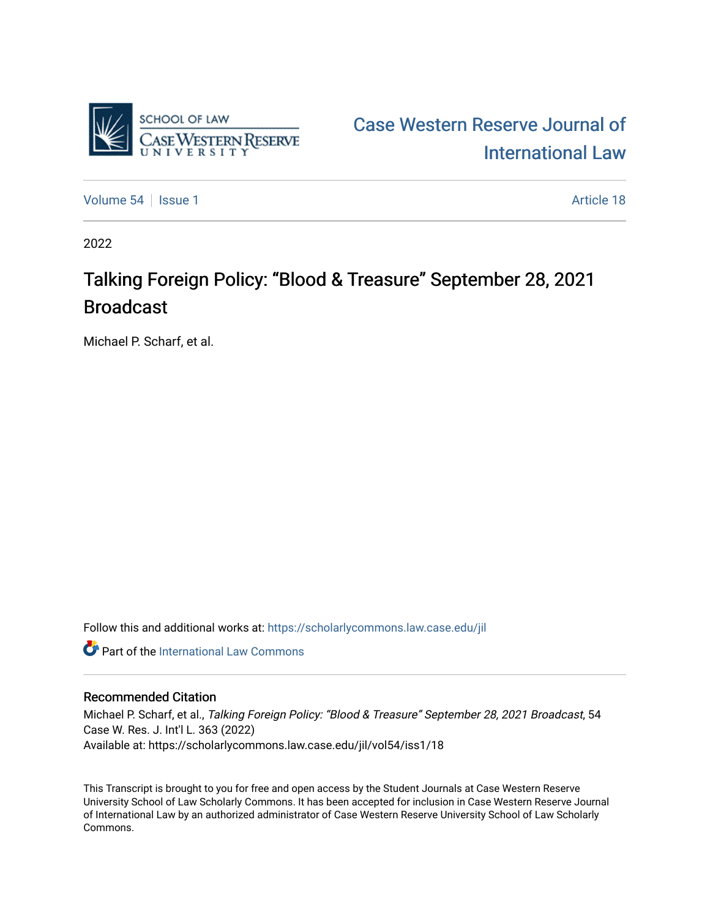SCHOOL OF LAW
CASE WESTERN RESERVE
UNIVERSITY

# Case Western Reserve Journal of International Law

Volume 54 | Issue 1 | Article 18

2022

# Talking Foreign Policy: "Blood & Treasure" September 28, 2021 Broadcast

Michael P. Scharf, et al.

Follow this and additional works at: https://scholarlycommons.law.case.edu/jil

Part of the International Law Commons

### Recommended Citation

Michael P. Scharf, et al., *Talking Foreign Policy: "Blood & Treasure" September 28, 2021 Broadcast*, 54 Case W. Res. J. Int'l L. 363 (2022)
Available at: https://scholarlycommons.law.case.edu/jil/vol54/iss1/18

This Transcript is brought to you for free and open access by the Student Journals at Case Western Reserve University School of Law Scholarly Commons. It has been accepted for inclusion in Case Western Reserve Journal of International Law by an authorized administrator of Case Western Reserve University School of Law Scholarly Commons.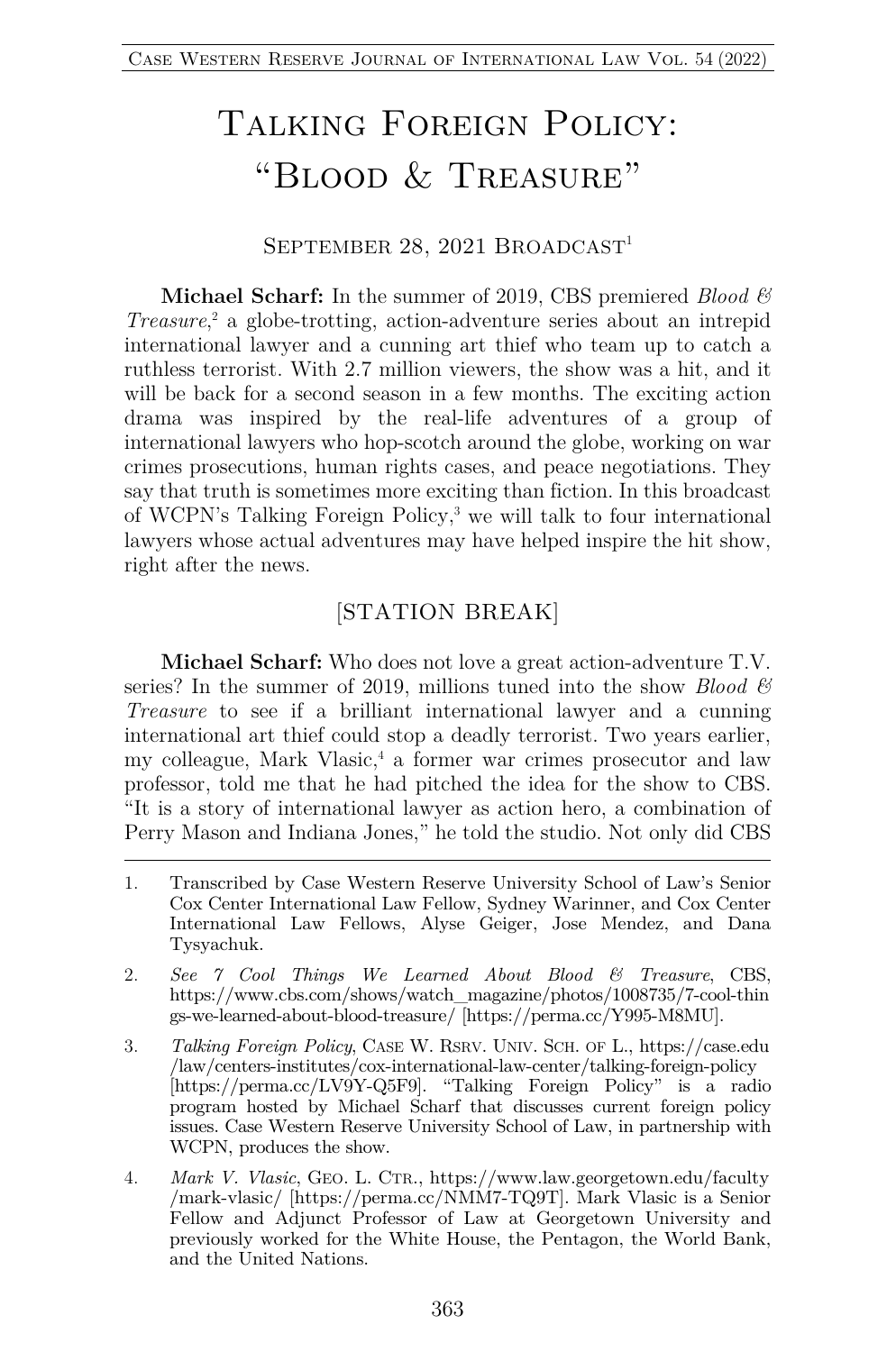# Talking Foreign Policy: "Blood & Treasure"

September 28, 2021 Broadcast[1]

**Michael Scharf:** In the summer of 2019, CBS premiered *Blood & Treasure*,[2] a globe-trotting, action-adventure series about an intrepid international lawyer and a cunning art thief who team up to catch a ruthless terrorist. With 2.7 million viewers, the show was a hit, and it will be back for a second season in a few months. The exciting action drama was inspired by the real-life adventures of a group of international lawyers who hop-scotch around the globe, working on war crimes prosecutions, human rights cases, and peace negotiations. They say that truth is sometimes more exciting than fiction. In this broadcast of WCPN's Talking Foreign Policy,[3] we will talk to four international lawyers whose actual adventures may have helped inspire the hit show, right after the news.

[STATION BREAK]

**Michael Scharf:** Who does not love a great action-adventure T.V. series? In the summer of 2019, millions tuned into the show *Blood & Treasure* to see if a brilliant international lawyer and a cunning international art thief could stop a deadly terrorist. Two years earlier, my colleague, Mark Vlasic,[4] a former war crimes prosecutor and law professor, told me that he had pitched the idea for the show to CBS. "It is a story of international lawyer as action hero, a combination of Perry Mason and Indiana Jones," he told the studio. Not only did CBS

---

1. Transcribed by Case Western Reserve University School of Law's Senior Cox Center International Law Fellow, Sydney Warinner, and Cox Center International Law Fellows, Alyse Geiger, Jose Mendez, and Dana Tysyachuk.

2. *See 7 Cool Things We Learned About Blood & Treasure*, CBS, https://www.cbs.com/shows/watch_magazine/photos/1008735/7-cool-things-we-learned-about-blood-treasure/ [https://perma.cc/Y995-M8MU].

3. *Talking Foreign Policy*, Case W. Rsrv. Univ. Sch. of L., https://case.edu/law/centers-institutes/cox-international-law-center/talking-foreign-policy [https://perma.cc/LV9Y-Q5F9]. "Talking Foreign Policy" is a radio program hosted by Michael Scharf that discusses current foreign policy issues. Case Western Reserve University School of Law, in partnership with WCPN, produces the show.

4. *Mark V. Vlasic*, Geo. L. Ctr., https://www.law.georgetown.edu/faculty/mark-vlasic/ [https://perma.cc/NMM7-TQ9T]. Mark Vlasic is a Senior Fellow and Adjunct Professor of Law at Georgetown University and previously worked for the White House, the Pentagon, the World Bank, and the United Nations.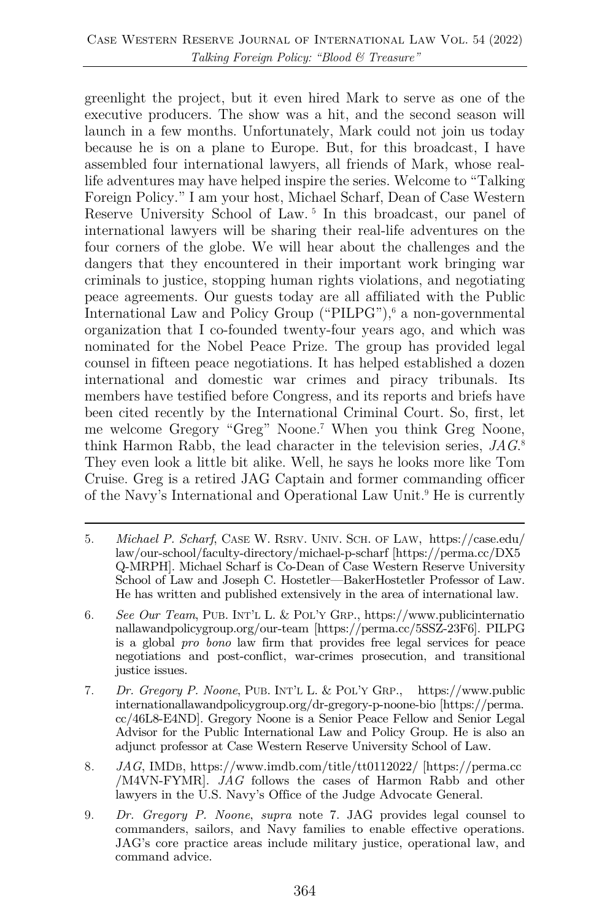greenlight the project, but it even hired Mark to serve as one of the executive producers. The show was a hit, and the second season will launch in a few months. Unfortunately, Mark could not join us today because he is on a plane to Europe. But, for this broadcast, I have assembled four international lawyers, all friends of Mark, whose real-life adventures may have helped inspire the series. Welcome to "Talking Foreign Policy." I am your host, Michael Scharf, Dean of Case Western Reserve University School of Law.[5] In this broadcast, our panel of international lawyers will be sharing their real-life adventures on the four corners of the globe. We will hear about the challenges and the dangers that they encountered in their important work bringing war criminals to justice, stopping human rights violations, and negotiating peace agreements. Our guests today are all affiliated with the Public International Law and Policy Group ("PILPG"),[6] a non-governmental organization that I co-founded twenty-four years ago, and which was nominated for the Nobel Peace Prize. The group has provided legal counsel in fifteen peace negotiations. It has helped established a dozen international and domestic war crimes and piracy tribunals. Its members have testified before Congress, and its reports and briefs have been cited recently by the International Criminal Court. So, first, let me welcome Gregory "Greg" Noone.[7] When you think Greg Noone, think Harmon Rabb, the lead character in the television series, *JAG*.[8] They even look a little bit alike. Well, he says he looks more like Tom Cruise. Greg is a retired JAG Captain and former commanding officer of the Navy's International and Operational Law Unit.[9] He is currently

---

5. *Michael P. Scharf*, CASE W. RSRV. UNIV. SCH. OF LAW, https://case.edu/law/our-school/faculty-directory/michael-p-scharf [https://perma.cc/DX5Q-MRPH]. Michael Scharf is Co-Dean of Case Western Reserve University School of Law and Joseph C. Hostetler—BakerHostetler Professor of Law. He has written and published extensively in the area of international law.

6. *See Our Team*, PUB. INT'L L. & POL'Y GRP., https://www.publicinternationallawandpolicygroup.org/our-team [https://perma.cc/5SSZ-23F6]. PILPG is a global *pro bono* law firm that provides free legal services for peace negotiations and post-conflict, war-crimes prosecution, and transitional justice issues.

7. *Dr. Gregory P. Noone*, PUB. INT'L L. & POL'Y GRP., https://www.publicinternationallawandpolicygroup.org/dr-gregory-p-noone-bio [https://perma.cc/46L8-E4ND]. Gregory Noone is a Senior Peace Fellow and Senior Legal Advisor for the Public International Law and Policy Group. He is also an adjunct professor at Case Western Reserve University School of Law.

8. *JAG*, IMDB, https://www.imdb.com/title/tt0112022/ [https://perma.cc/M4VN-FYMR]. *JAG* follows the cases of Harmon Rabb and other lawyers in the U.S. Navy's Office of the Judge Advocate General.

9. *Dr. Gregory P. Noone*, *supra* note 7. JAG provides legal counsel to commanders, sailors, and Navy families to enable effective operations. JAG's core practice areas include military justice, operational law, and command advice.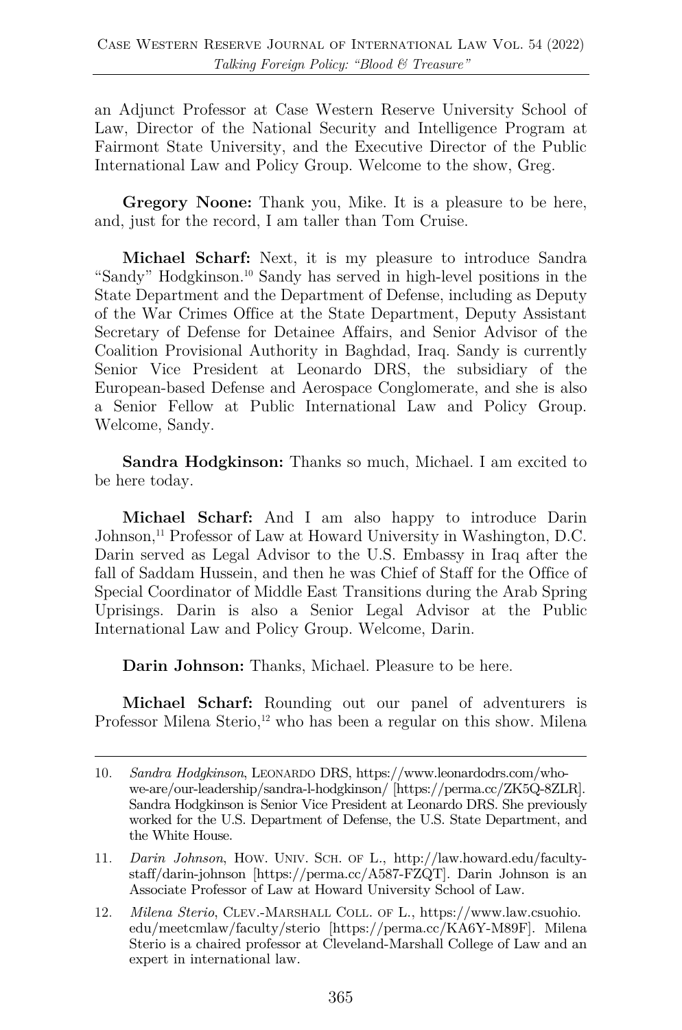an Adjunct Professor at Case Western Reserve University School of Law, Director of the National Security and Intelligence Program at Fairmont State University, and the Executive Director of the Public International Law and Policy Group. Welcome to the show, Greg.

**Gregory Noone:** Thank you, Mike. It is a pleasure to be here, and, just for the record, I am taller than Tom Cruise.

**Michael Scharf:** Next, it is my pleasure to introduce Sandra "Sandy" Hodgkinson.[10] Sandy has served in high-level positions in the State Department and the Department of Defense, including as Deputy of the War Crimes Office at the State Department, Deputy Assistant Secretary of Defense for Detainee Affairs, and Senior Advisor of the Coalition Provisional Authority in Baghdad, Iraq. Sandy is currently Senior Vice President at Leonardo DRS, the subsidiary of the European-based Defense and Aerospace Conglomerate, and she is also a Senior Fellow at Public International Law and Policy Group. Welcome, Sandy.

**Sandra Hodgkinson:** Thanks so much, Michael. I am excited to be here today.

**Michael Scharf:** And I am also happy to introduce Darin Johnson,[11] Professor of Law at Howard University in Washington, D.C. Darin served as Legal Advisor to the U.S. Embassy in Iraq after the fall of Saddam Hussein, and then he was Chief of Staff for the Office of Special Coordinator of Middle East Transitions during the Arab Spring Uprisings. Darin is also a Senior Legal Advisor at the Public International Law and Policy Group. Welcome, Darin.

**Darin Johnson:** Thanks, Michael. Pleasure to be here.

**Michael Scharf:** Rounding out our panel of adventurers is Professor Milena Sterio,[12] who has been a regular on this show. Milena

---

10. *Sandra Hodgkinson*, LEONARDO DRS, https://www.leonardodrs.com/who-we-are/our-leadership/sandra-l-hodgkinson/ [https://perma.cc/ZK5Q-8ZLR]. Sandra Hodgkinson is Senior Vice President at Leonardo DRS. She previously worked for the U.S. Department of Defense, the U.S. State Department, and the White House.

11. *Darin Johnson*, HOW. UNIV. SCH. OF L., http://law.howard.edu/faculty-staff/darin-johnson [https://perma.cc/A587-FZQT]. Darin Johnson is an Associate Professor of Law at Howard University School of Law.

12. *Milena Sterio*, CLEV.-MARSHALL COLL. OF L., https://www.law.csuohio.edu/meetcmlaw/faculty/sterio [https://perma.cc/KA6Y-M89F]. Milena Sterio is a chaired professor at Cleveland-Marshall College of Law and an expert in international law.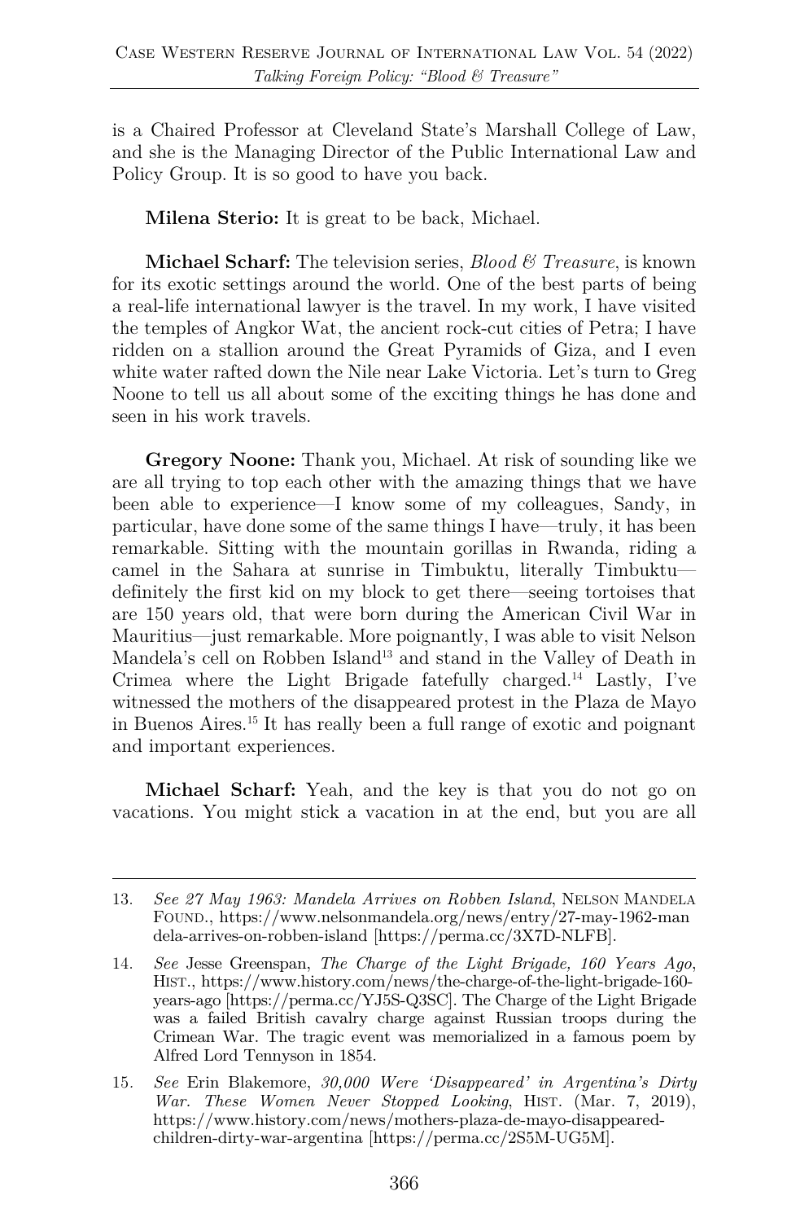is a Chaired Professor at Cleveland State's Marshall College of Law, and she is the Managing Director of the Public International Law and Policy Group. It is so good to have you back.

**Milena Sterio:** It is great to be back, Michael.

**Michael Scharf:** The television series, *Blood & Treasure*, is known for its exotic settings around the world. One of the best parts of being a real-life international lawyer is the travel. In my work, I have visited the temples of Angkor Wat, the ancient rock-cut cities of Petra; I have ridden on a stallion around the Great Pyramids of Giza, and I even white water rafted down the Nile near Lake Victoria. Let's turn to Greg Noone to tell us all about some of the exciting things he has done and seen in his work travels.

**Gregory Noone:** Thank you, Michael. At risk of sounding like we are all trying to top each other with the amazing things that we have been able to experience—I know some of my colleagues, Sandy, in particular, have done some of the same things I have—truly, it has been remarkable. Sitting with the mountain gorillas in Rwanda, riding a camel in the Sahara at sunrise in Timbuktu, literally Timbuktu—definitely the first kid on my block to get there—seeing tortoises that are 150 years old, that were born during the American Civil War in Mauritius—just remarkable. More poignantly, I was able to visit Nelson Mandela's cell on Robben Island[13] and stand in the Valley of Death in Crimea where the Light Brigade fatefully charged.[14] Lastly, I've witnessed the mothers of the disappeared protest in the Plaza de Mayo in Buenos Aires.[15] It has really been a full range of exotic and poignant and important experiences.

**Michael Scharf:** Yeah, and the key is that you do not go on vacations. You might stick a vacation in at the end, but you are all

---

13. *See 27 May 1963: Mandela Arrives on Robben Island*, NELSON MANDELA FOUND., https://www.nelsonmandela.org/news/entry/27-may-1962-mandela-arrives-on-robben-island [https://perma.cc/3X7D-NLFB].

14. *See* Jesse Greenspan, *The Charge of the Light Brigade, 160 Years Ago*, HIST., https://www.history.com/news/the-charge-of-the-light-brigade-160-years-ago [https://perma.cc/YJ5S-Q3SC]. The Charge of the Light Brigade was a failed British cavalry charge against Russian troops during the Crimean War. The tragic event was memorialized in a famous poem by Alfred Lord Tennyson in 1854.

15. *See* Erin Blakemore, *30,000 Were 'Disappeared' in Argentina's Dirty War. These Women Never Stopped Looking*, HIST. (Mar. 7, 2019), https://www.history.com/news/mothers-plaza-de-mayo-disappeared-children-dirty-war-argentina [https://perma.cc/2S5M-UG5M].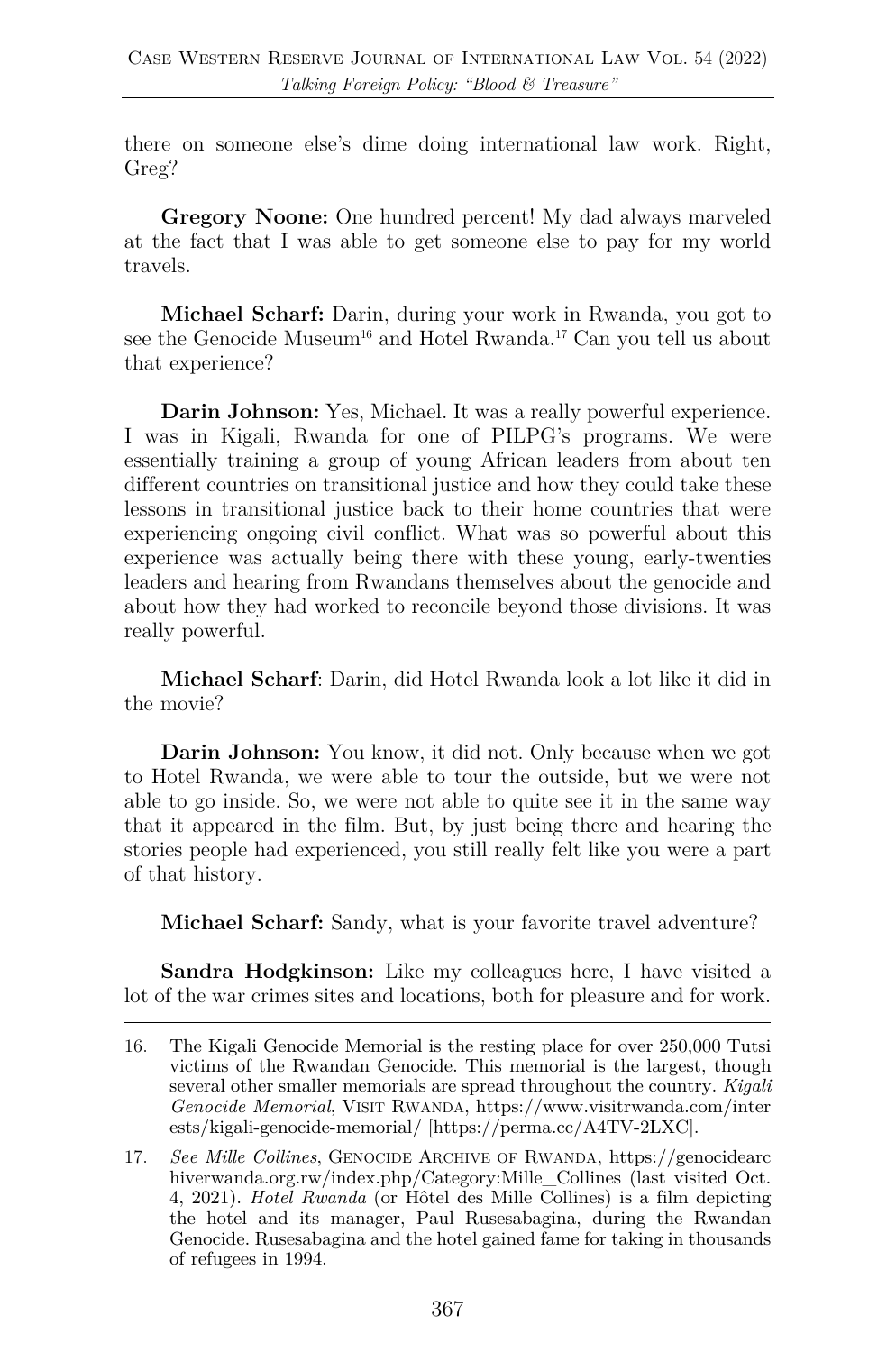there on someone else's dime doing international law work. Right, Greg?

**Gregory Noone:** One hundred percent! My dad always marveled at the fact that I was able to get someone else to pay for my world travels.

**Michael Scharf:** Darin, during your work in Rwanda, you got to see the Genocide Museum[16] and Hotel Rwanda.[17] Can you tell us about that experience?

**Darin Johnson:** Yes, Michael. It was a really powerful experience. I was in Kigali, Rwanda for one of PILPG's programs. We were essentially training a group of young African leaders from about ten different countries on transitional justice and how they could take these lessons in transitional justice back to their home countries that were experiencing ongoing civil conflict. What was so powerful about this experience was actually being there with these young, early-twenties leaders and hearing from Rwandans themselves about the genocide and about how they had worked to reconcile beyond those divisions. It was really powerful.

**Michael Scharf**: Darin, did Hotel Rwanda look a lot like it did in the movie?

**Darin Johnson:** You know, it did not. Only because when we got to Hotel Rwanda, we were able to tour the outside, but we were not able to go inside. So, we were not able to quite see it in the same way that it appeared in the film. But, by just being there and hearing the stories people had experienced, you still really felt like you were a part of that history.

**Michael Scharf:** Sandy, what is your favorite travel adventure?

**Sandra Hodgkinson:** Like my colleagues here, I have visited a lot of the war crimes sites and locations, both for pleasure and for work.

---

16. The Kigali Genocide Memorial is the resting place for over 250,000 Tutsi victims of the Rwandan Genocide. This memorial is the largest, though several other smaller memorials are spread throughout the country. *Kigali Genocide Memorial*, VISIT RWANDA, https://www.visitrwanda.com/interests/kigali-genocide-memorial/ [https://perma.cc/A4TV-2LXC].

17. *See Mille Collines*, GENOCIDE ARCHIVE OF RWANDA, https://genocidearchiverwanda.org.rw/index.php/Category:Mille_Collines (last visited Oct. 4, 2021). *Hotel Rwanda* (or Hôtel des Mille Collines) is a film depicting the hotel and its manager, Paul Rusesabagina, during the Rwandan Genocide. Rusesabagina and the hotel gained fame for taking in thousands of refugees in 1994.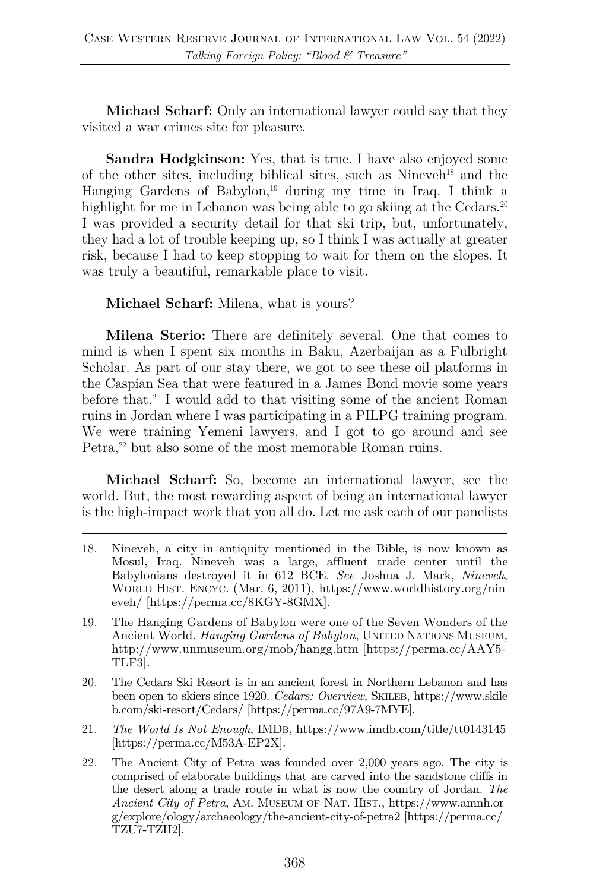**Michael Scharf:** Only an international lawyer could say that they visited a war crimes site for pleasure.

**Sandra Hodgkinson:** Yes, that is true. I have also enjoyed some of the other sites, including biblical sites, such as Nineveh[18] and the Hanging Gardens of Babylon,[19] during my time in Iraq. I think a highlight for me in Lebanon was being able to go skiing at the Cedars.[20] I was provided a security detail for that ski trip, but, unfortunately, they had a lot of trouble keeping up, so I think I was actually at greater risk, because I had to keep stopping to wait for them on the slopes. It was truly a beautiful, remarkable place to visit.

**Michael Scharf:** Milena, what is yours?

**Milena Sterio:** There are definitely several. One that comes to mind is when I spent six months in Baku, Azerbaijan as a Fulbright Scholar. As part of our stay there, we got to see these oil platforms in the Caspian Sea that were featured in a James Bond movie some years before that.[21] I would add to that visiting some of the ancient Roman ruins in Jordan where I was participating in a PILPG training program. We were training Yemeni lawyers, and I got to go around and see Petra,[22] but also some of the most memorable Roman ruins.

**Michael Scharf:** So, become an international lawyer, see the world. But, the most rewarding aspect of being an international lawyer is the high-impact work that you all do. Let me ask each of our panelists

---

18. Nineveh, a city in antiquity mentioned in the Bible, is now known as Mosul, Iraq. Nineveh was a large, affluent trade center until the Babylonians destroyed it in 612 BCE. *See* Joshua J. Mark, *Nineveh*, WORLD HIST. ENCYC. (Mar. 6, 2011), https://www.worldhistory.org/nineveh/ [https://perma.cc/8KGY-8GMX].

19. The Hanging Gardens of Babylon were one of the Seven Wonders of the Ancient World. *Hanging Gardens of Babylon*, UNITED NATIONS MUSEUM, http://www.unmuseum.org/mob/hangg.htm [https://perma.cc/AAY5-TLF3].

20. The Cedars Ski Resort is in an ancient forest in Northern Lebanon and has been open to skiers since 1920. *Cedars: Overview*, SKILEB, https://www.skileb.com/ski-resort/Cedars/ [https://perma.cc/97A9-7MYE].

21. *The World Is Not Enough*, IMDB, https://www.imdb.com/title/tt0143145 [https://perma.cc/M53A-EP2X].

22. The Ancient City of Petra was founded over 2,000 years ago. The city is comprised of elaborate buildings that are carved into the sandstone cliffs in the desert along a trade route in what is now the country of Jordan. *The Ancient City of Petra*, AM. MUSEUM OF NAT. HIST., https://www.amnh.org/explore/ology/archaeology/the-ancient-city-of-petra2 [https://perma.cc/TZU7-TZH2].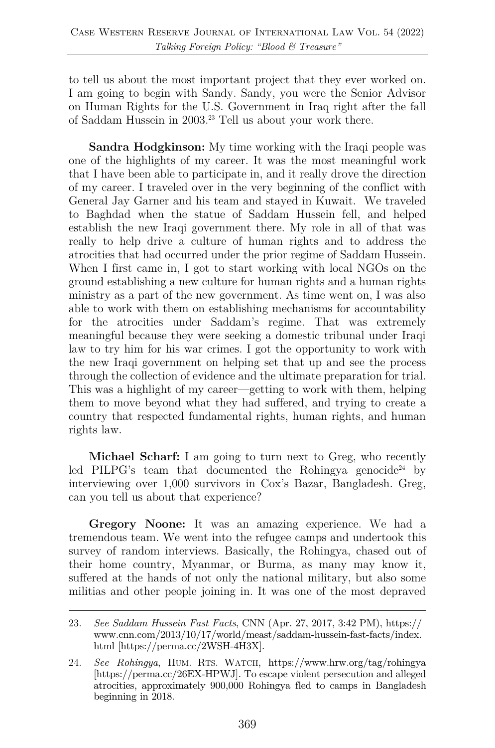to tell us about the most important project that they ever worked on. I am going to begin with Sandy. Sandy, you were the Senior Advisor on Human Rights for the U.S. Government in Iraq right after the fall of Saddam Hussein in 2003.[23] Tell us about your work there.

**Sandra Hodgkinson:** My time working with the Iraqi people was one of the highlights of my career. It was the most meaningful work that I have been able to participate in, and it really drove the direction of my career. I traveled over in the very beginning of the conflict with General Jay Garner and his team and stayed in Kuwait. We traveled to Baghdad when the statue of Saddam Hussein fell, and helped establish the new Iraqi government there. My role in all of that was really to help drive a culture of human rights and to address the atrocities that had occurred under the prior regime of Saddam Hussein. When I first came in, I got to start working with local NGOs on the ground establishing a new culture for human rights and a human rights ministry as a part of the new government. As time went on, I was also able to work with them on establishing mechanisms for accountability for the atrocities under Saddam's regime. That was extremely meaningful because they were seeking a domestic tribunal under Iraqi law to try him for his war crimes. I got the opportunity to work with the new Iraqi government on helping set that up and see the process through the collection of evidence and the ultimate preparation for trial. This was a highlight of my career—getting to work with them, helping them to move beyond what they had suffered, and trying to create a country that respected fundamental rights, human rights, and human rights law.

**Michael Scharf:** I am going to turn next to Greg, who recently led PILPG's team that documented the Rohingya genocide[24] by interviewing over 1,000 survivors in Cox's Bazar, Bangladesh. Greg, can you tell us about that experience?

**Gregory Noone:** It was an amazing experience. We had a tremendous team. We went into the refugee camps and undertook this survey of random interviews. Basically, the Rohingya, chased out of their home country, Myanmar, or Burma, as many may know it, suffered at the hands of not only the national military, but also some militias and other people joining in. It was one of the most depraved

---

23. *See Saddam Hussein Fast Facts*, CNN (Apr. 27, 2017, 3:42 PM), https://www.cnn.com/2013/10/17/world/meast/saddam-hussein-fast-facts/index.html [https://perma.cc/2WSH-4H3X].

24. *See Rohingya*, HUM. RTS. WATCH, https://www.hrw.org/tag/rohingya [https://perma.cc/26EX-HPWJ]. To escape violent persecution and alleged atrocities, approximately 900,000 Rohingya fled to camps in Bangladesh beginning in 2018.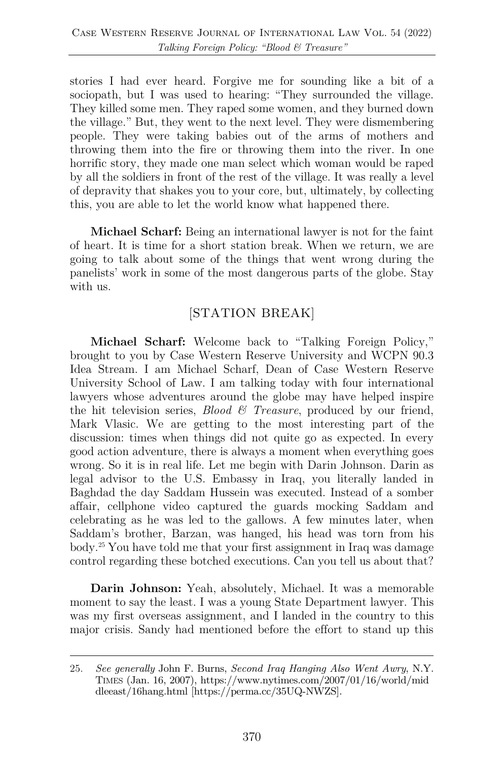stories I had ever heard. Forgive me for sounding like a bit of a sociopath, but I was used to hearing: "They surrounded the village. They killed some men. They raped some women, and they burned down the village." But, they went to the next level. They were dismembering people. They were taking babies out of the arms of mothers and throwing them into the fire or throwing them into the river. In one horrific story, they made one man select which woman would be raped by all the soldiers in front of the rest of the village. It was really a level of depravity that shakes you to your core, but, ultimately, by collecting this, you are able to let the world know what happened there.

**Michael Scharf:** Being an international lawyer is not for the faint of heart. It is time for a short station break. When we return, we are going to talk about some of the things that went wrong during the panelists' work in some of the most dangerous parts of the globe. Stay with us.

[STATION BREAK]

**Michael Scharf:** Welcome back to "Talking Foreign Policy," brought to you by Case Western Reserve University and WCPN 90.3 Idea Stream. I am Michael Scharf, Dean of Case Western Reserve University School of Law. I am talking today with four international lawyers whose adventures around the globe may have helped inspire the hit television series, *Blood & Treasure*, produced by our friend, Mark Vlasic. We are getting to the most interesting part of the discussion: times when things did not quite go as expected. In every good action adventure, there is always a moment when everything goes wrong. So it is in real life. Let me begin with Darin Johnson. Darin as legal advisor to the U.S. Embassy in Iraq, you literally landed in Baghdad the day Saddam Hussein was executed. Instead of a somber affair, cellphone video captured the guards mocking Saddam and celebrating as he was led to the gallows. A few minutes later, when Saddam's brother, Barzan, was hanged, his head was torn from his body.[25] You have told me that your first assignment in Iraq was damage control regarding these botched executions. Can you tell us about that?

**Darin Johnson:** Yeah, absolutely, Michael. It was a memorable moment to say the least. I was a young State Department lawyer. This was my first overseas assignment, and I landed in the country to this major crisis. Sandy had mentioned before the effort to stand up this

---

25. *See generally* John F. Burns, *Second Iraq Hanging Also Went Awry*, N.Y. TIMES (Jan. 16, 2007), https://www.nytimes.com/2007/01/16/world/middleeast/16hang.html [https://perma.cc/35UQ-NWZS].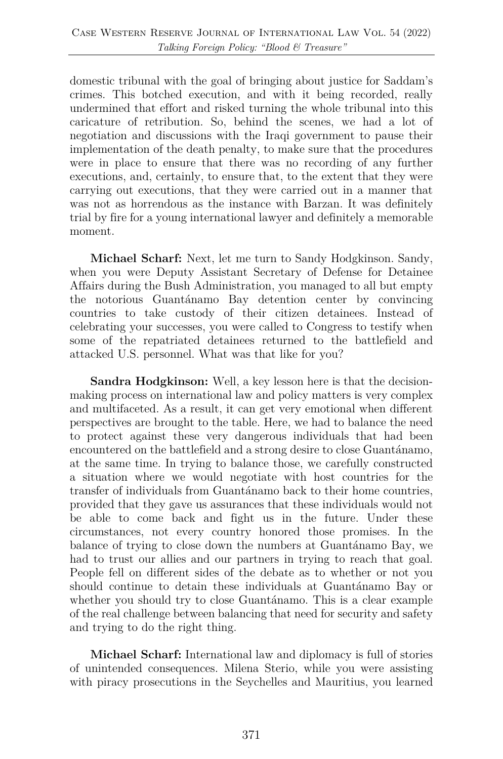domestic tribunal with the goal of bringing about justice for Saddam's crimes. This botched execution, and with it being recorded, really undermined that effort and risked turning the whole tribunal into this caricature of retribution. So, behind the scenes, we had a lot of negotiation and discussions with the Iraqi government to pause their implementation of the death penalty, to make sure that the procedures were in place to ensure that there was no recording of any further executions, and, certainly, to ensure that, to the extent that they were carrying out executions, that they were carried out in a manner that was not as horrendous as the instance with Barzan. It was definitely trial by fire for a young international lawyer and definitely a memorable moment.

**Michael Scharf:** Next, let me turn to Sandy Hodgkinson. Sandy, when you were Deputy Assistant Secretary of Defense for Detainee Affairs during the Bush Administration, you managed to all but empty the notorious Guantánamo Bay detention center by convincing countries to take custody of their citizen detainees. Instead of celebrating your successes, you were called to Congress to testify when some of the repatriated detainees returned to the battlefield and attacked U.S. personnel. What was that like for you?

**Sandra Hodgkinson:** Well, a key lesson here is that the decision-making process on international law and policy matters is very complex and multifaceted. As a result, it can get very emotional when different perspectives are brought to the table. Here, we had to balance the need to protect against these very dangerous individuals that had been encountered on the battlefield and a strong desire to close Guantánamo, at the same time. In trying to balance those, we carefully constructed a situation where we would negotiate with host countries for the transfer of individuals from Guantánamo back to their home countries, provided that they gave us assurances that these individuals would not be able to come back and fight us in the future. Under these circumstances, not every country honored those promises. In the balance of trying to close down the numbers at Guantánamo Bay, we had to trust our allies and our partners in trying to reach that goal. People fell on different sides of the debate as to whether or not you should continue to detain these individuals at Guantánamo Bay or whether you should try to close Guantánamo. This is a clear example of the real challenge between balancing that need for security and safety and trying to do the right thing.

**Michael Scharf:** International law and diplomacy is full of stories of unintended consequences. Milena Sterio, while you were assisting with piracy prosecutions in the Seychelles and Mauritius, you learned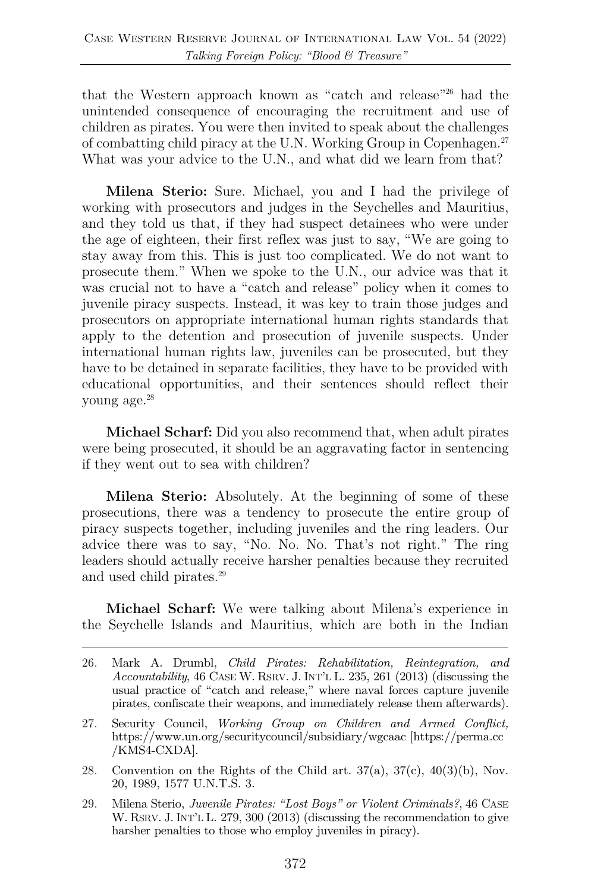that the Western approach known as "catch and release"[26] had the unintended consequence of encouraging the recruitment and use of children as pirates. You were then invited to speak about the challenges of combatting child piracy at the U.N. Working Group in Copenhagen.[27] What was your advice to the U.N., and what did we learn from that?

**Milena Sterio:** Sure. Michael, you and I had the privilege of working with prosecutors and judges in the Seychelles and Mauritius, and they told us that, if they had suspect detainees who were under the age of eighteen, their first reflex was just to say, "We are going to stay away from this. This is just too complicated. We do not want to prosecute them." When we spoke to the U.N., our advice was that it was crucial not to have a "catch and release" policy when it comes to juvenile piracy suspects. Instead, it was key to train those judges and prosecutors on appropriate international human rights standards that apply to the detention and prosecution of juvenile suspects. Under international human rights law, juveniles can be prosecuted, but they have to be detained in separate facilities, they have to be provided with educational opportunities, and their sentences should reflect their young age.[28]

**Michael Scharf:** Did you also recommend that, when adult pirates were being prosecuted, it should be an aggravating factor in sentencing if they went out to sea with children?

**Milena Sterio:** Absolutely. At the beginning of some of these prosecutions, there was a tendency to prosecute the entire group of piracy suspects together, including juveniles and the ring leaders. Our advice there was to say, "No. No. No. That's not right." The ring leaders should actually receive harsher penalties because they recruited and used child pirates.[29]

**Michael Scharf:** We were talking about Milena's experience in the Seychelle Islands and Mauritius, which are both in the Indian

---

26. Mark A. Drumbl, *Child Pirates: Rehabilitation, Reintegration, and Accountability*, 46 CASE W. RSRV. J. INT'L L. 235, 261 (2013) (discussing the usual practice of "catch and release," where naval forces capture juvenile pirates, confiscate their weapons, and immediately release them afterwards).

27. Security Council, *Working Group on Children and Armed Conflict,* https://www.un.org/securitycouncil/subsidiary/wgcaac [https://perma.cc/KMS4-CXDA].

28. Convention on the Rights of the Child art. 37(a), 37(c), 40(3)(b), Nov. 20, 1989, 1577 U.N.T.S. 3.

29. Milena Sterio, *Juvenile Pirates: "Lost Boys" or Violent Criminals?*, 46 CASE W. RSRV. J. INT'L L. 279, 300 (2013) (discussing the recommendation to give harsher penalties to those who employ juveniles in piracy).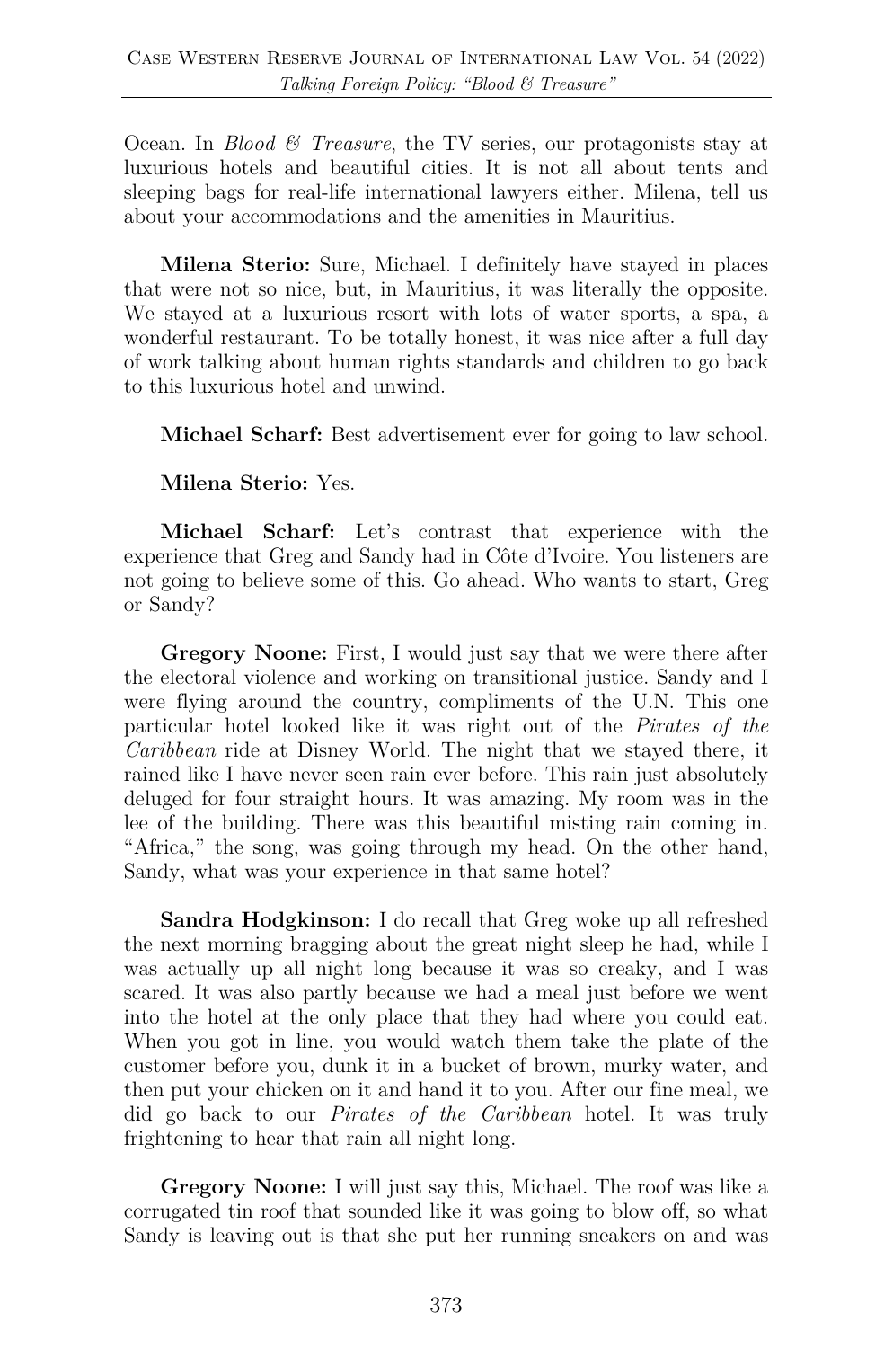Ocean. In *Blood & Treasure*, the TV series, our protagonists stay at luxurious hotels and beautiful cities. It is not all about tents and sleeping bags for real-life international lawyers either. Milena, tell us about your accommodations and the amenities in Mauritius.

**Milena Sterio:** Sure, Michael. I definitely have stayed in places that were not so nice, but, in Mauritius, it was literally the opposite. We stayed at a luxurious resort with lots of water sports, a spa, a wonderful restaurant. To be totally honest, it was nice after a full day of work talking about human rights standards and children to go back to this luxurious hotel and unwind.

**Michael Scharf:** Best advertisement ever for going to law school.

**Milena Sterio:** Yes.

**Michael Scharf:** Let's contrast that experience with the experience that Greg and Sandy had in Côte d'Ivoire. You listeners are not going to believe some of this. Go ahead. Who wants to start, Greg or Sandy?

**Gregory Noone:** First, I would just say that we were there after the electoral violence and working on transitional justice. Sandy and I were flying around the country, compliments of the U.N. This one particular hotel looked like it was right out of the *Pirates of the Caribbean* ride at Disney World. The night that we stayed there, it rained like I have never seen rain ever before. This rain just absolutely deluged for four straight hours. It was amazing. My room was in the lee of the building. There was this beautiful misting rain coming in. "Africa," the song, was going through my head. On the other hand, Sandy, what was your experience in that same hotel?

**Sandra Hodgkinson:** I do recall that Greg woke up all refreshed the next morning bragging about the great night sleep he had, while I was actually up all night long because it was so creaky, and I was scared. It was also partly because we had a meal just before we went into the hotel at the only place that they had where you could eat. When you got in line, you would watch them take the plate of the customer before you, dunk it in a bucket of brown, murky water, and then put your chicken on it and hand it to you. After our fine meal, we did go back to our *Pirates of the Caribbean* hotel. It was truly frightening to hear that rain all night long.

**Gregory Noone:** I will just say this, Michael. The roof was like a corrugated tin roof that sounded like it was going to blow off, so what Sandy is leaving out is that she put her running sneakers on and was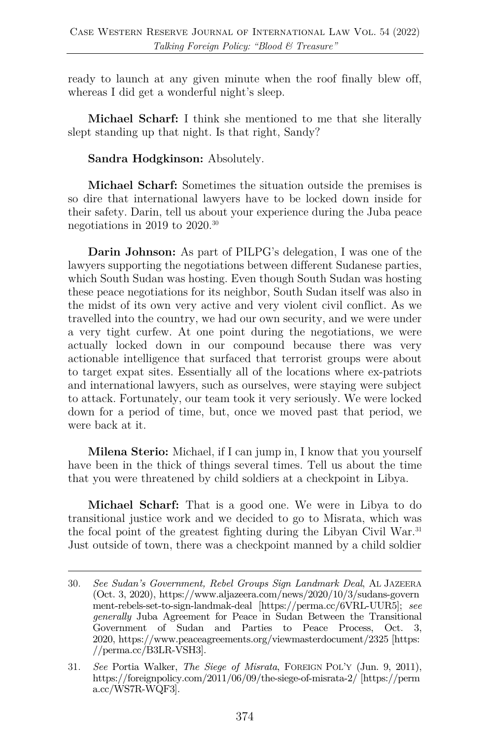ready to launch at any given minute when the roof finally blew off, whereas I did get a wonderful night's sleep.

**Michael Scharf:** I think she mentioned to me that she literally slept standing up that night. Is that right, Sandy?

**Sandra Hodgkinson:** Absolutely.

**Michael Scharf:** Sometimes the situation outside the premises is so dire that international lawyers have to be locked down inside for their safety. Darin, tell us about your experience during the Juba peace negotiations in 2019 to 2020.[30]

**Darin Johnson:** As part of PILPG's delegation, I was one of the lawyers supporting the negotiations between different Sudanese parties, which South Sudan was hosting. Even though South Sudan was hosting these peace negotiations for its neighbor, South Sudan itself was also in the midst of its own very active and very violent civil conflict. As we travelled into the country, we had our own security, and we were under a very tight curfew. At one point during the negotiations, we were actually locked down in our compound because there was very actionable intelligence that surfaced that terrorist groups were about to target expat sites. Essentially all of the locations where ex-patriots and international lawyers, such as ourselves, were staying were subject to attack. Fortunately, our team took it very seriously. We were locked down for a period of time, but, once we moved past that period, we were back at it.

**Milena Sterio:** Michael, if I can jump in, I know that you yourself have been in the thick of things several times. Tell us about the time that you were threatened by child soldiers at a checkpoint in Libya.

**Michael Scharf:** That is a good one. We were in Libya to do transitional justice work and we decided to go to Misrata, which was the focal point of the greatest fighting during the Libyan Civil War.[31] Just outside of town, there was a checkpoint manned by a child soldier

---

30. *See Sudan's Government, Rebel Groups Sign Landmark Deal*, AL JAZEERA (Oct. 3, 2020), https://www.aljazeera.com/news/2020/10/3/sudans-government-rebels-set-to-sign-landmak-deal [https://perma.cc/6VRL-UUR5]; *see generally* Juba Agreement for Peace in Sudan Between the Transitional Government of Sudan and Parties to Peace Process, Oct. 3, 2020, https://www.peaceagreements.org/viewmasterdocument/2325 [https://perma.cc/B3LR-VSH3].

31. *See* Portia Walker, *The Siege of Misrata*, FOREIGN POL'Y (Jun. 9, 2011), https://foreignpolicy.com/2011/06/09/the-siege-of-misrata-2/ [https://perma.cc/WS7R-WQF3].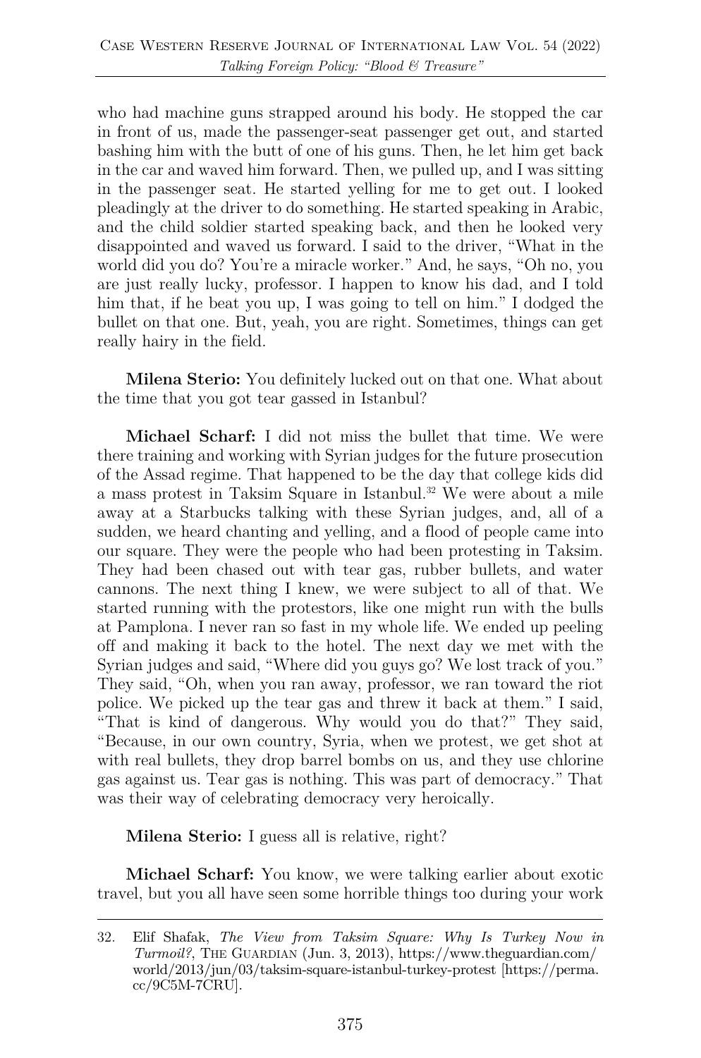who had machine guns strapped around his body. He stopped the car in front of us, made the passenger-seat passenger get out, and started bashing him with the butt of one of his guns. Then, he let him get back in the car and waved him forward. Then, we pulled up, and I was sitting in the passenger seat. He started yelling for me to get out. I looked pleadingly at the driver to do something. He started speaking in Arabic, and the child soldier started speaking back, and then he looked very disappointed and waved us forward. I said to the driver, "What in the world did you do? You're a miracle worker." And, he says, "Oh no, you are just really lucky, professor. I happen to know his dad, and I told him that, if he beat you up, I was going to tell on him." I dodged the bullet on that one. But, yeah, you are right. Sometimes, things can get really hairy in the field.

**Milena Sterio:** You definitely lucked out on that one. What about the time that you got tear gassed in Istanbul?

**Michael Scharf:** I did not miss the bullet that time. We were there training and working with Syrian judges for the future prosecution of the Assad regime. That happened to be the day that college kids did a mass protest in Taksim Square in Istanbul.[32] We were about a mile away at a Starbucks talking with these Syrian judges, and, all of a sudden, we heard chanting and yelling, and a flood of people came into our square. They were the people who had been protesting in Taksim. They had been chased out with tear gas, rubber bullets, and water cannons. The next thing I knew, we were subject to all of that. We started running with the protestors, like one might run with the bulls at Pamplona. I never ran so fast in my whole life. We ended up peeling off and making it back to the hotel. The next day we met with the Syrian judges and said, "Where did you guys go? We lost track of you." They said, "Oh, when you ran away, professor, we ran toward the riot police. We picked up the tear gas and threw it back at them." I said, "That is kind of dangerous. Why would you do that?" They said, "Because, in our own country, Syria, when we protest, we get shot at with real bullets, they drop barrel bombs on us, and they use chlorine gas against us. Tear gas is nothing. This was part of democracy." That was their way of celebrating democracy very heroically.

**Milena Sterio:** I guess all is relative, right?

**Michael Scharf:** You know, we were talking earlier about exotic travel, but you all have seen some horrible things too during your work

---

32. Elif Shafak, *The View from Taksim Square: Why Is Turkey Now in Turmoil?*, THE GUARDIAN (Jun. 3, 2013), https://www.theguardian.com/world/2013/jun/03/taksim-square-istanbul-turkey-protest [https://perma.cc/9C5M-7CRU].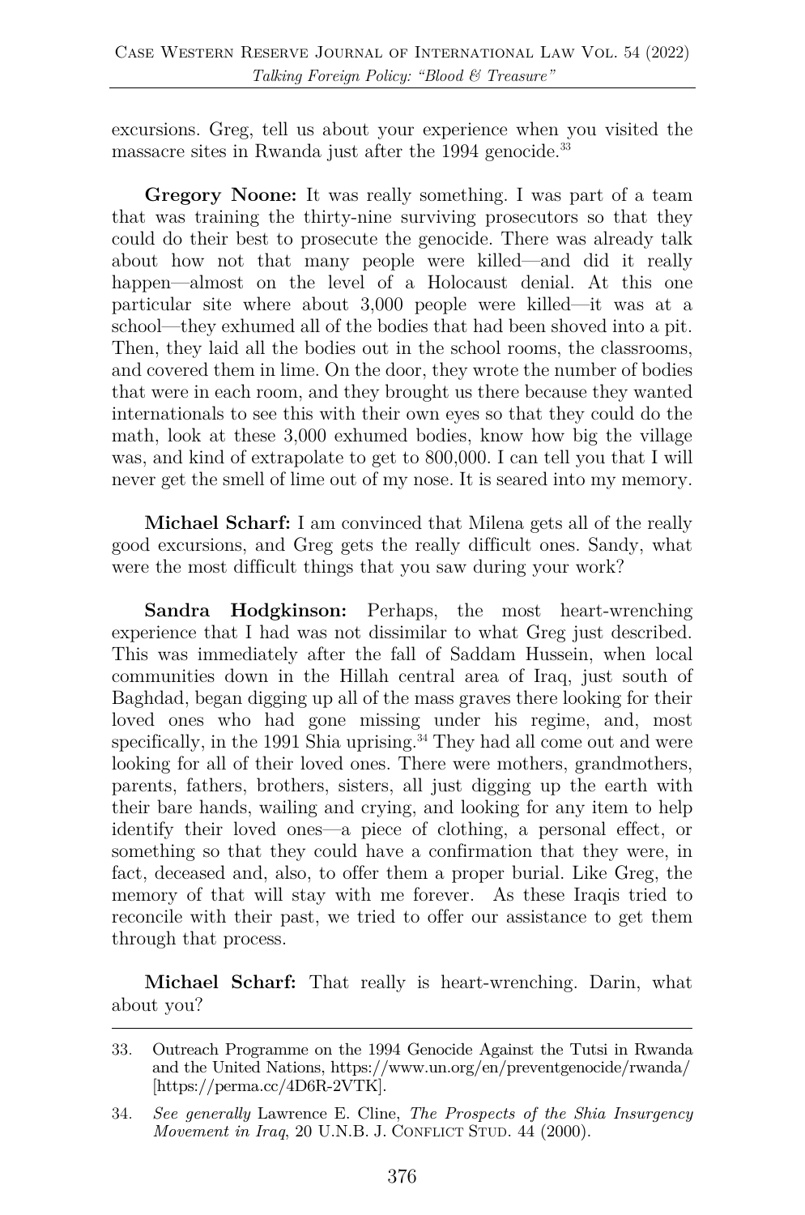excursions. Greg, tell us about your experience when you visited the massacre sites in Rwanda just after the 1994 genocide.[33]

**Gregory Noone:** It was really something. I was part of a team that was training the thirty-nine surviving prosecutors so that they could do their best to prosecute the genocide. There was already talk about how not that many people were killed—and did it really happen—almost on the level of a Holocaust denial. At this one particular site where about 3,000 people were killed—it was at a school—they exhumed all of the bodies that had been shoved into a pit. Then, they laid all the bodies out in the school rooms, the classrooms, and covered them in lime. On the door, they wrote the number of bodies that were in each room, and they brought us there because they wanted internationals to see this with their own eyes so that they could do the math, look at these 3,000 exhumed bodies, know how big the village was, and kind of extrapolate to get to 800,000. I can tell you that I will never get the smell of lime out of my nose. It is seared into my memory.

**Michael Scharf:** I am convinced that Milena gets all of the really good excursions, and Greg gets the really difficult ones. Sandy, what were the most difficult things that you saw during your work?

**Sandra Hodgkinson:** Perhaps, the most heart-wrenching experience that I had was not dissimilar to what Greg just described. This was immediately after the fall of Saddam Hussein, when local communities down in the Hillah central area of Iraq, just south of Baghdad, began digging up all of the mass graves there looking for their loved ones who had gone missing under his regime, and, most specifically, in the 1991 Shia uprising.[34] They had all come out and were looking for all of their loved ones. There were mothers, grandmothers, parents, fathers, brothers, sisters, all just digging up the earth with their bare hands, wailing and crying, and looking for any item to help identify their loved ones—a piece of clothing, a personal effect, or something so that they could have a confirmation that they were, in fact, deceased and, also, to offer them a proper burial. Like Greg, the memory of that will stay with me forever. As these Iraqis tried to reconcile with their past, we tried to offer our assistance to get them through that process.

**Michael Scharf:** That really is heart-wrenching. Darin, what about you?

---

33. Outreach Programme on the 1994 Genocide Against the Tutsi in Rwanda and the United Nations, https://www.un.org/en/preventgenocide/rwanda/ [https://perma.cc/4D6R-2VTK].

34. *See generally* Lawrence E. Cline, *The Prospects of the Shia Insurgency Movement in Iraq*, 20 U.N.B. J. CONFLICT STUD. 44 (2000).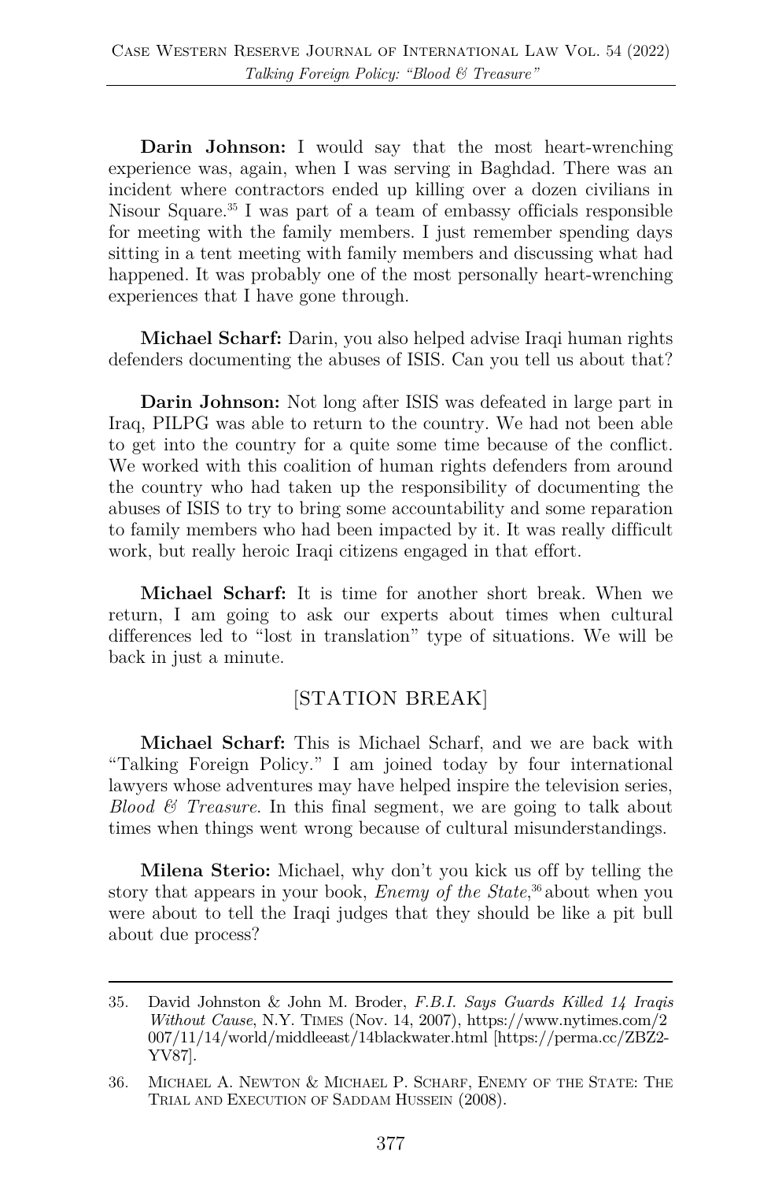**Darin Johnson:** I would say that the most heart-wrenching experience was, again, when I was serving in Baghdad. There was an incident where contractors ended up killing over a dozen civilians in Nisour Square.[35] I was part of a team of embassy officials responsible for meeting with the family members. I just remember spending days sitting in a tent meeting with family members and discussing what had happened. It was probably one of the most personally heart-wrenching experiences that I have gone through.

**Michael Scharf:** Darin, you also helped advise Iraqi human rights defenders documenting the abuses of ISIS. Can you tell us about that?

**Darin Johnson:** Not long after ISIS was defeated in large part in Iraq, PILPG was able to return to the country. We had not been able to get into the country for a quite some time because of the conflict. We worked with this coalition of human rights defenders from around the country who had taken up the responsibility of documenting the abuses of ISIS to try to bring some accountability and some reparation to family members who had been impacted by it. It was really difficult work, but really heroic Iraqi citizens engaged in that effort.

**Michael Scharf:** It is time for another short break. When we return, I am going to ask our experts about times when cultural differences led to "lost in translation" type of situations. We will be back in just a minute.

[STATION BREAK]

**Michael Scharf:** This is Michael Scharf, and we are back with "Talking Foreign Policy." I am joined today by four international lawyers whose adventures may have helped inspire the television series, *Blood & Treasure*. In this final segment, we are going to talk about times when things went wrong because of cultural misunderstandings.

**Milena Sterio:** Michael, why don't you kick us off by telling the story that appears in your book, *Enemy of the State*,[36] about when you were about to tell the Iraqi judges that they should be like a pit bull about due process?

---

35. David Johnston & John M. Broder, *F.B.I. Says Guards Killed 14 Iraqis Without Cause*, N.Y. TIMES (Nov. 14, 2007), https://www.nytimes.com/2007/11/14/world/middleeast/14blackwater.html [https://perma.cc/ZBZ2-YV87].

36. MICHAEL A. NEWTON & MICHAEL P. SCHARF, ENEMY OF THE STATE: THE TRIAL AND EXECUTION OF SADDAM HUSSEIN (2008).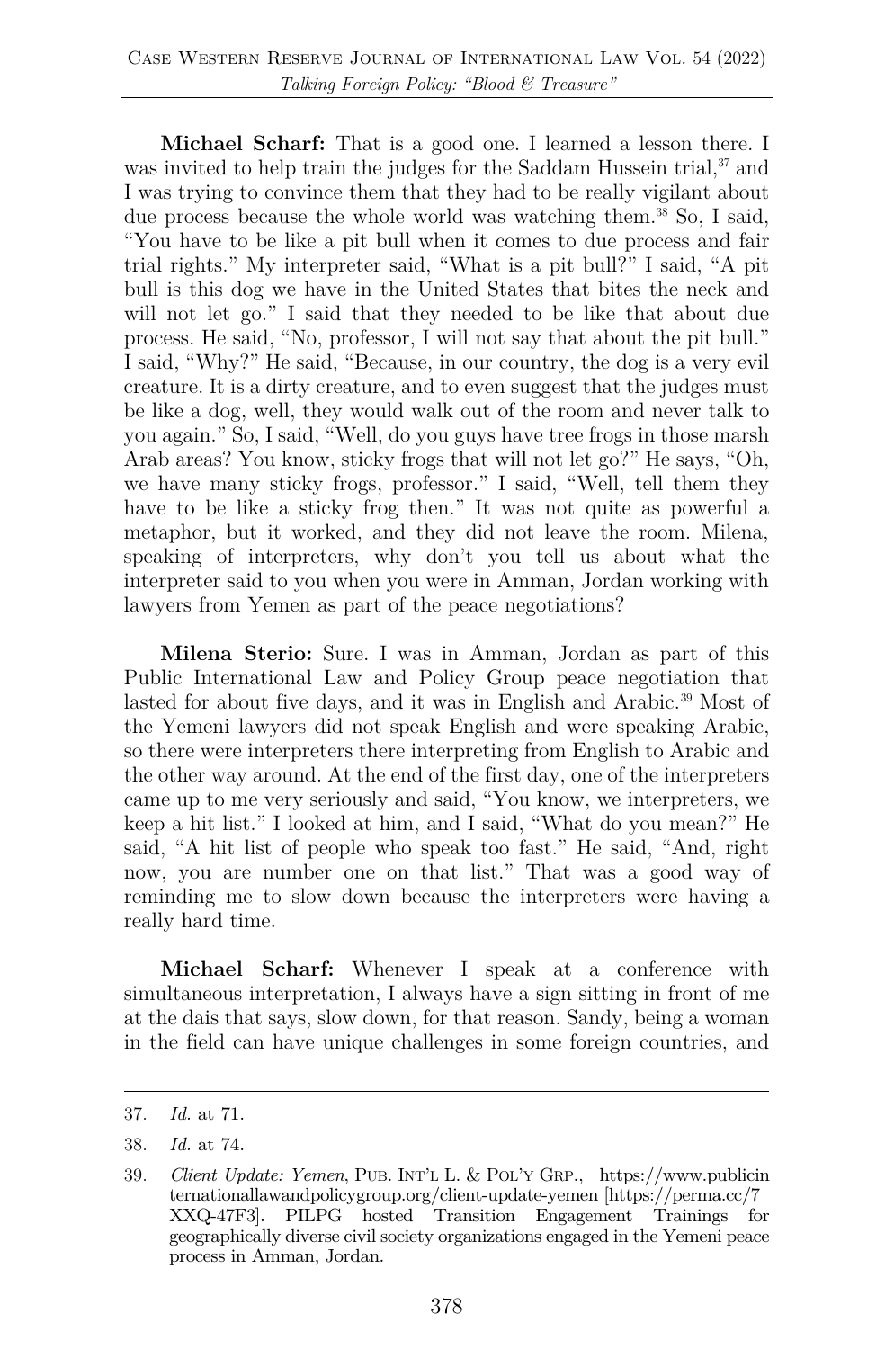**Michael Scharf:** That is a good one. I learned a lesson there. I was invited to help train the judges for the Saddam Hussein trial,[37] and I was trying to convince them that they had to be really vigilant about due process because the whole world was watching them.[38] So, I said, "You have to be like a pit bull when it comes to due process and fair trial rights." My interpreter said, "What is a pit bull?" I said, "A pit bull is this dog we have in the United States that bites the neck and will not let go." I said that they needed to be like that about due process. He said, "No, professor, I will not say that about the pit bull." I said, "Why?" He said, "Because, in our country, the dog is a very evil creature. It is a dirty creature, and to even suggest that the judges must be like a dog, well, they would walk out of the room and never talk to you again." So, I said, "Well, do you guys have tree frogs in those marsh Arab areas? You know, sticky frogs that will not let go?" He says, "Oh, we have many sticky frogs, professor." I said, "Well, tell them they have to be like a sticky frog then." It was not quite as powerful a metaphor, but it worked, and they did not leave the room. Milena, speaking of interpreters, why don't you tell us about what the interpreter said to you when you were in Amman, Jordan working with lawyers from Yemen as part of the peace negotiations?

**Milena Sterio:** Sure. I was in Amman, Jordan as part of this Public International Law and Policy Group peace negotiation that lasted for about five days, and it was in English and Arabic.[39] Most of the Yemeni lawyers did not speak English and were speaking Arabic, so there were interpreters there interpreting from English to Arabic and the other way around. At the end of the first day, one of the interpreters came up to me very seriously and said, "You know, we interpreters, we keep a hit list." I looked at him, and I said, "What do you mean?" He said, "A hit list of people who speak too fast." He said, "And, right now, you are number one on that list." That was a good way of reminding me to slow down because the interpreters were having a really hard time.

**Michael Scharf:** Whenever I speak at a conference with simultaneous interpretation, I always have a sign sitting in front of me at the dais that says, slow down, for that reason. Sandy, being a woman in the field can have unique challenges in some foreign countries, and

---

37. *Id.* at 71.

38. *Id.* at 74.

39. *Client Update: Yemen*, PUB. INT'L L. & POL'Y GRP., https://www.publicinternationallawandpolicygroup.org/client-update-yemen [https://perma.cc/7XXQ-47F3]. PILPG hosted Transition Engagement Trainings for geographically diverse civil society organizations engaged in the Yemeni peace process in Amman, Jordan.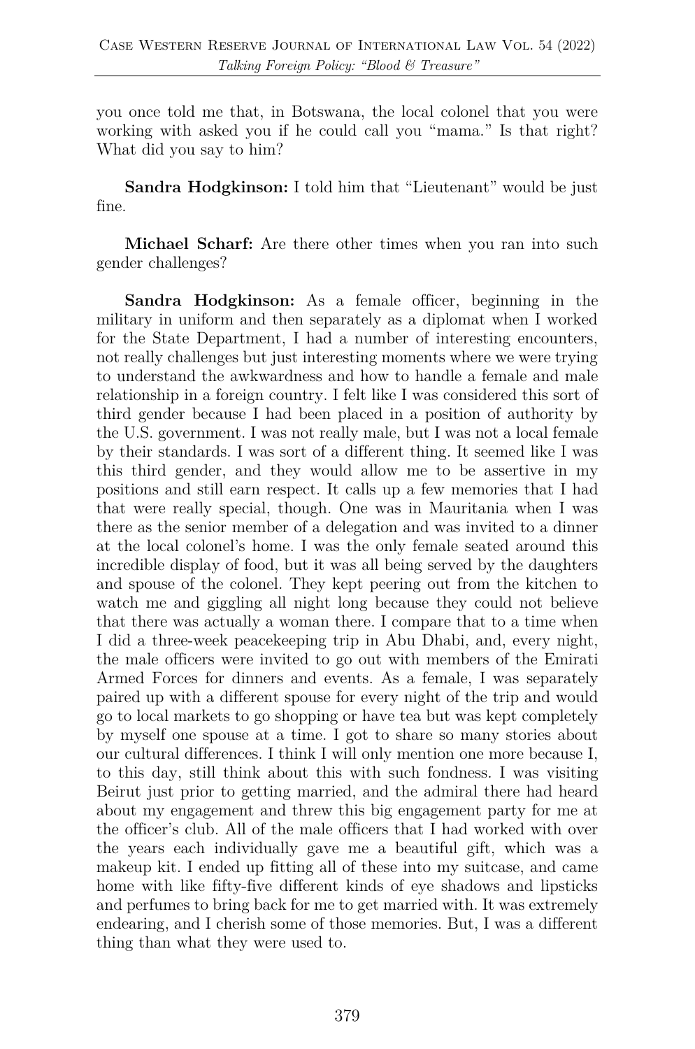you once told me that, in Botswana, the local colonel that you were working with asked you if he could call you "mama." Is that right? What did you say to him?

**Sandra Hodgkinson:** I told him that "Lieutenant" would be just fine.

**Michael Scharf:** Are there other times when you ran into such gender challenges?

**Sandra Hodgkinson:** As a female officer, beginning in the military in uniform and then separately as a diplomat when I worked for the State Department, I had a number of interesting encounters, not really challenges but just interesting moments where we were trying to understand the awkwardness and how to handle a female and male relationship in a foreign country. I felt like I was considered this sort of third gender because I had been placed in a position of authority by the U.S. government. I was not really male, but I was not a local female by their standards. I was sort of a different thing. It seemed like I was this third gender, and they would allow me to be assertive in my positions and still earn respect. It calls up a few memories that I had that were really special, though. One was in Mauritania when I was there as the senior member of a delegation and was invited to a dinner at the local colonel's home. I was the only female seated around this incredible display of food, but it was all being served by the daughters and spouse of the colonel. They kept peering out from the kitchen to watch me and giggling all night long because they could not believe that there was actually a woman there. I compare that to a time when I did a three-week peacekeeping trip in Abu Dhabi, and, every night, the male officers were invited to go out with members of the Emirati Armed Forces for dinners and events. As a female, I was separately paired up with a different spouse for every night of the trip and would go to local markets to go shopping or have tea but was kept completely by myself one spouse at a time. I got to share so many stories about our cultural differences. I think I will only mention one more because I, to this day, still think about this with such fondness. I was visiting Beirut just prior to getting married, and the admiral there had heard about my engagement and threw this big engagement party for me at the officer's club. All of the male officers that I had worked with over the years each individually gave me a beautiful gift, which was a makeup kit. I ended up fitting all of these into my suitcase, and came home with like fifty-five different kinds of eye shadows and lipsticks and perfumes to bring back for me to get married with. It was extremely endearing, and I cherish some of those memories. But, I was a different thing than what they were used to.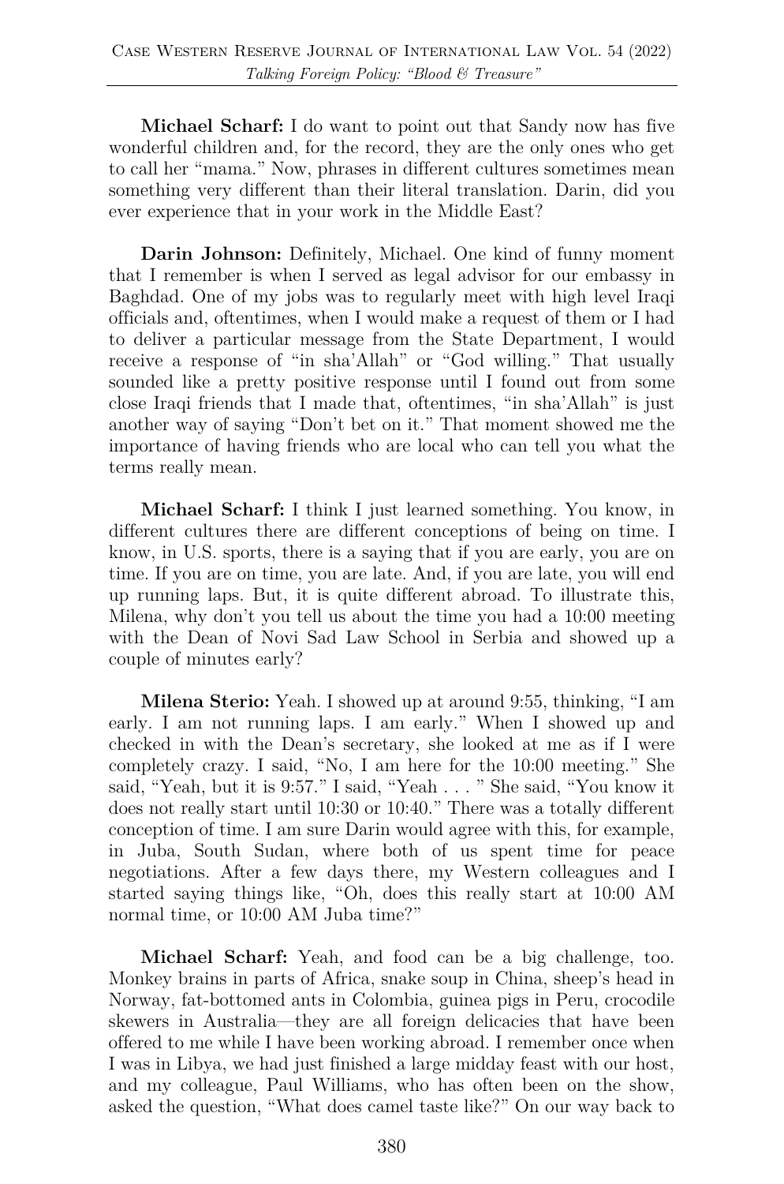**Michael Scharf:** I do want to point out that Sandy now has five wonderful children and, for the record, they are the only ones who get to call her "mama." Now, phrases in different cultures sometimes mean something very different than their literal translation. Darin, did you ever experience that in your work in the Middle East?

**Darin Johnson:** Definitely, Michael. One kind of funny moment that I remember is when I served as legal advisor for our embassy in Baghdad. One of my jobs was to regularly meet with high level Iraqi officials and, oftentimes, when I would make a request of them or I had to deliver a particular message from the State Department, I would receive a response of "in sha'Allah" or "God willing." That usually sounded like a pretty positive response until I found out from some close Iraqi friends that I made that, oftentimes, "in sha'Allah" is just another way of saying "Don't bet on it." That moment showed me the importance of having friends who are local who can tell you what the terms really mean.

**Michael Scharf:** I think I just learned something. You know, in different cultures there are different conceptions of being on time. I know, in U.S. sports, there is a saying that if you are early, you are on time. If you are on time, you are late. And, if you are late, you will end up running laps. But, it is quite different abroad. To illustrate this, Milena, why don't you tell us about the time you had a 10:00 meeting with the Dean of Novi Sad Law School in Serbia and showed up a couple of minutes early?

**Milena Sterio:** Yeah. I showed up at around 9:55, thinking, "I am early. I am not running laps. I am early." When I showed up and checked in with the Dean's secretary, she looked at me as if I were completely crazy. I said, "No, I am here for the 10:00 meeting." She said, "Yeah, but it is 9:57." I said, "Yeah . . . " She said, "You know it does not really start until 10:30 or 10:40." There was a totally different conception of time. I am sure Darin would agree with this, for example, in Juba, South Sudan, where both of us spent time for peace negotiations. After a few days there, my Western colleagues and I started saying things like, "Oh, does this really start at 10:00 AM normal time, or 10:00 AM Juba time?"

**Michael Scharf:** Yeah, and food can be a big challenge, too. Monkey brains in parts of Africa, snake soup in China, sheep's head in Norway, fat-bottomed ants in Colombia, guinea pigs in Peru, crocodile skewers in Australia—they are all foreign delicacies that have been offered to me while I have been working abroad. I remember once when I was in Libya, we had just finished a large midday feast with our host, and my colleague, Paul Williams, who has often been on the show, asked the question, "What does camel taste like?" On our way back to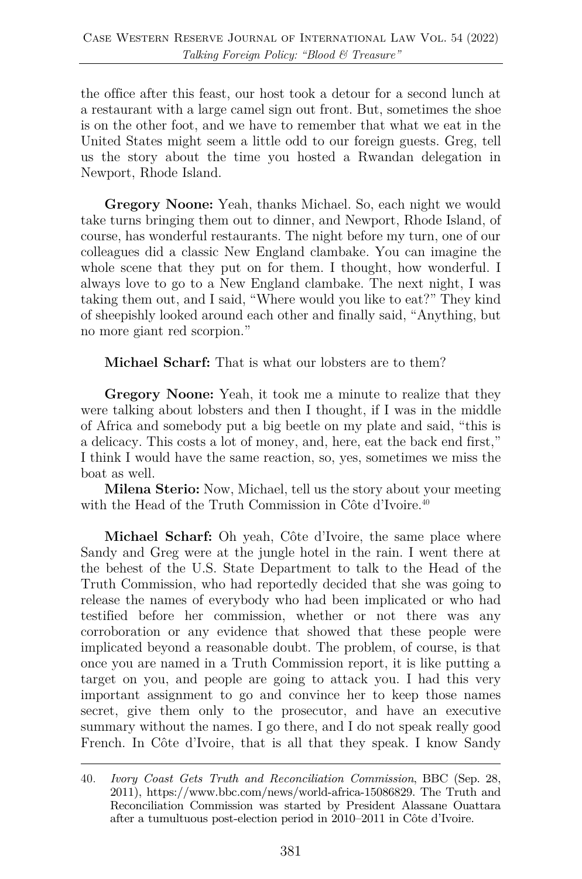the office after this feast, our host took a detour for a second lunch at a restaurant with a large camel sign out front. But, sometimes the shoe is on the other foot, and we have to remember that what we eat in the United States might seem a little odd to our foreign guests. Greg, tell us the story about the time you hosted a Rwandan delegation in Newport, Rhode Island.

**Gregory Noone:** Yeah, thanks Michael. So, each night we would take turns bringing them out to dinner, and Newport, Rhode Island, of course, has wonderful restaurants. The night before my turn, one of our colleagues did a classic New England clambake. You can imagine the whole scene that they put on for them. I thought, how wonderful. I always love to go to a New England clambake. The next night, I was taking them out, and I said, "Where would you like to eat?" They kind of sheepishly looked around each other and finally said, "Anything, but no more giant red scorpion."

**Michael Scharf:** That is what our lobsters are to them?

**Gregory Noone:** Yeah, it took me a minute to realize that they were talking about lobsters and then I thought, if I was in the middle of Africa and somebody put a big beetle on my plate and said, "this is a delicacy. This costs a lot of money, and, here, eat the back end first," I think I would have the same reaction, so, yes, sometimes we miss the boat as well.

**Milena Sterio:** Now, Michael, tell us the story about your meeting with the Head of the Truth Commission in Côte d'Ivoire.[40]

**Michael Scharf:** Oh yeah, Côte d'Ivoire, the same place where Sandy and Greg were at the jungle hotel in the rain. I went there at the behest of the U.S. State Department to talk to the Head of the Truth Commission, who had reportedly decided that she was going to release the names of everybody who had been implicated or who had testified before her commission, whether or not there was any corroboration or any evidence that showed that these people were implicated beyond a reasonable doubt. The problem, of course, is that once you are named in a Truth Commission report, it is like putting a target on you, and people are going to attack you. I had this very important assignment to go and convince her to keep those names secret, give them only to the prosecutor, and have an executive summary without the names. I go there, and I do not speak really good French. In Côte d'Ivoire, that is all that they speak. I know Sandy

---

40. *Ivory Coast Gets Truth and Reconciliation Commission*, BBC (Sep. 28, 2011), https://www.bbc.com/news/world-africa-15086829. The Truth and Reconciliation Commission was started by President Alassane Ouattara after a tumultuous post-election period in 2010–2011 in Côte d'Ivoire.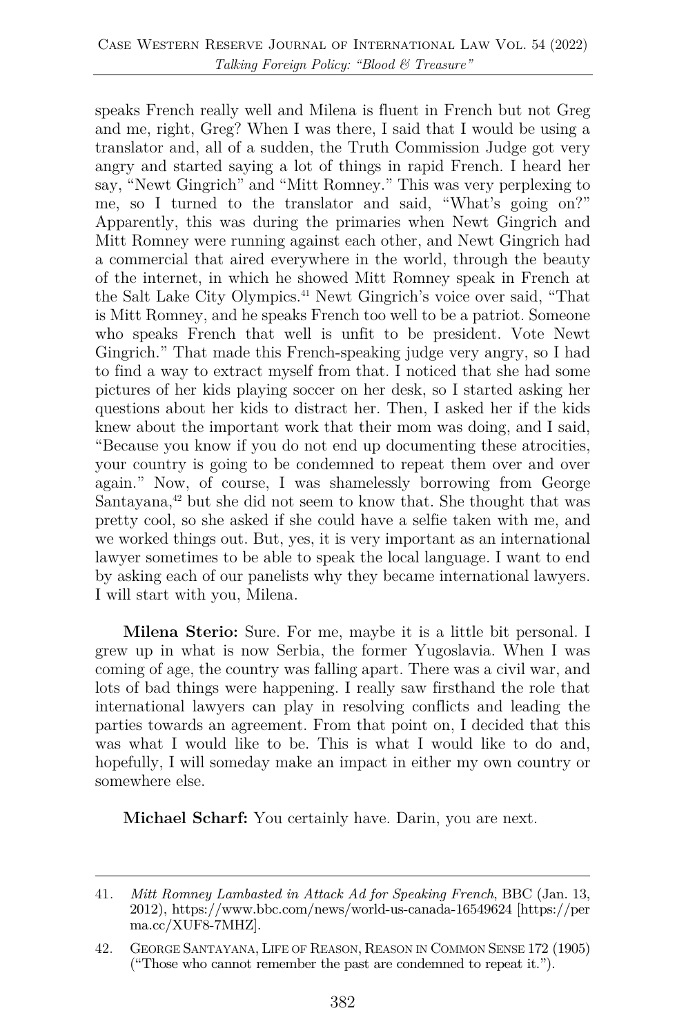speaks French really well and Milena is fluent in French but not Greg and me, right, Greg? When I was there, I said that I would be using a translator and, all of a sudden, the Truth Commission Judge got very angry and started saying a lot of things in rapid French. I heard her say, "Newt Gingrich" and "Mitt Romney." This was very perplexing to me, so I turned to the translator and said, "What's going on?" Apparently, this was during the primaries when Newt Gingrich and Mitt Romney were running against each other, and Newt Gingrich had a commercial that aired everywhere in the world, through the beauty of the internet, in which he showed Mitt Romney speak in French at the Salt Lake City Olympics.[41] Newt Gingrich's voice over said, "That is Mitt Romney, and he speaks French too well to be a patriot. Someone who speaks French that well is unfit to be president. Vote Newt Gingrich." That made this French-speaking judge very angry, so I had to find a way to extract myself from that. I noticed that she had some pictures of her kids playing soccer on her desk, so I started asking her questions about her kids to distract her. Then, I asked her if the kids knew about the important work that their mom was doing, and I said, "Because you know if you do not end up documenting these atrocities, your country is going to be condemned to repeat them over and over again." Now, of course, I was shamelessly borrowing from George Santayana,[42] but she did not seem to know that. She thought that was pretty cool, so she asked if she could have a selfie taken with me, and we worked things out. But, yes, it is very important as an international lawyer sometimes to be able to speak the local language. I want to end by asking each of our panelists why they became international lawyers. I will start with you, Milena.

**Milena Sterio:** Sure. For me, maybe it is a little bit personal. I grew up in what is now Serbia, the former Yugoslavia. When I was coming of age, the country was falling apart. There was a civil war, and lots of bad things were happening. I really saw firsthand the role that international lawyers can play in resolving conflicts and leading the parties towards an agreement. From that point on, I decided that this was what I would like to be. This is what I would like to do and, hopefully, I will someday make an impact in either my own country or somewhere else.

**Michael Scharf:** You certainly have. Darin, you are next.

---

41. *Mitt Romney Lambasted in Attack Ad for Speaking French*, BBC (Jan. 13, 2012), https://www.bbc.com/news/world-us-canada-16549624 [https://perma.cc/XUF8-7MHZ].

42. George Santayana, Life of Reason, Reason in Common Sense 172 (1905) ("Those who cannot remember the past are condemned to repeat it.").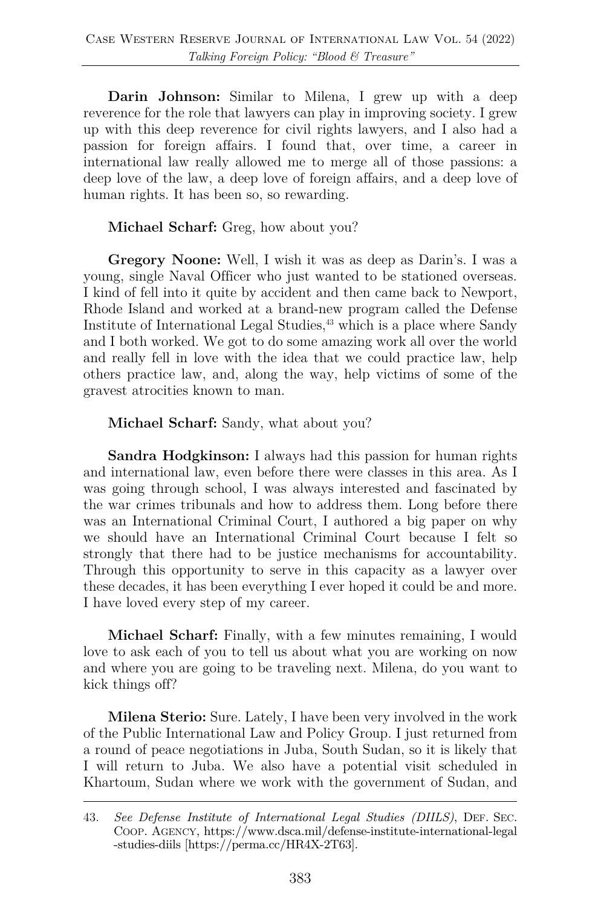**Darin Johnson:** Similar to Milena, I grew up with a deep reverence for the role that lawyers can play in improving society. I grew up with this deep reverence for civil rights lawyers, and I also had a passion for foreign affairs. I found that, over time, a career in international law really allowed me to merge all of those passions: a deep love of the law, a deep love of foreign affairs, and a deep love of human rights. It has been so, so rewarding.

**Michael Scharf:** Greg, how about you?

**Gregory Noone:** Well, I wish it was as deep as Darin's. I was a young, single Naval Officer who just wanted to be stationed overseas. I kind of fell into it quite by accident and then came back to Newport, Rhode Island and worked at a brand-new program called the Defense Institute of International Legal Studies,[43] which is a place where Sandy and I both worked. We got to do some amazing work all over the world and really fell in love with the idea that we could practice law, help others practice law, and, along the way, help victims of some of the gravest atrocities known to man.

**Michael Scharf:** Sandy, what about you?

**Sandra Hodgkinson:** I always had this passion for human rights and international law, even before there were classes in this area. As I was going through school, I was always interested and fascinated by the war crimes tribunals and how to address them. Long before there was an International Criminal Court, I authored a big paper on why we should have an International Criminal Court because I felt so strongly that there had to be justice mechanisms for accountability. Through this opportunity to serve in this capacity as a lawyer over these decades, it has been everything I ever hoped it could be and more. I have loved every step of my career.

**Michael Scharf:** Finally, with a few minutes remaining, I would love to ask each of you to tell us about what you are working on now and where you are going to be traveling next. Milena, do you want to kick things off?

**Milena Sterio:** Sure. Lately, I have been very involved in the work of the Public International Law and Policy Group. I just returned from a round of peace negotiations in Juba, South Sudan, so it is likely that I will return to Juba. We also have a potential visit scheduled in Khartoum, Sudan where we work with the government of Sudan, and

43. *See Defense Institute of International Legal Studies (DIILS)*, DEF. SEC. COOP. AGENCY, https://www.dsca.mil/defense-institute-international-legal-studies-diils [https://perma.cc/HR4X-2T63].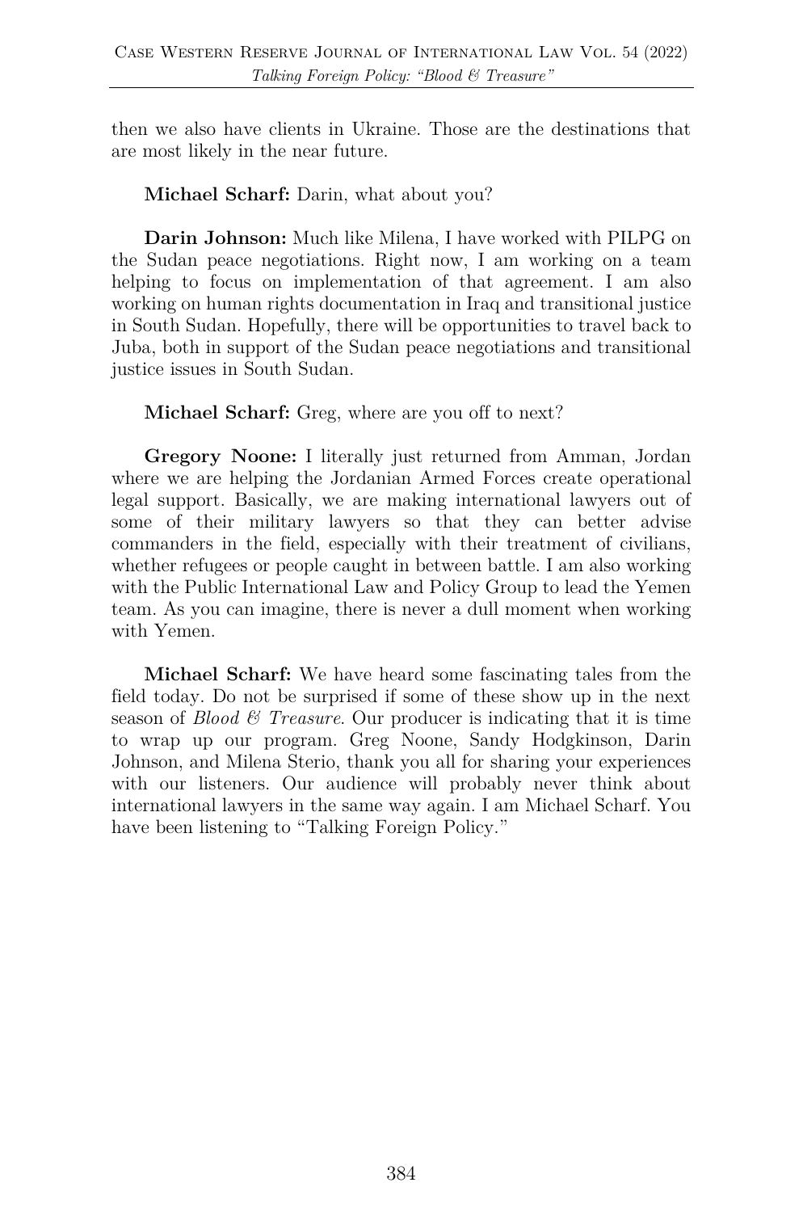then we also have clients in Ukraine. Those are the destinations that are most likely in the near future.

**Michael Scharf:** Darin, what about you?

**Darin Johnson:** Much like Milena, I have worked with PILPG on the Sudan peace negotiations. Right now, I am working on a team helping to focus on implementation of that agreement. I am also working on human rights documentation in Iraq and transitional justice in South Sudan. Hopefully, there will be opportunities to travel back to Juba, both in support of the Sudan peace negotiations and transitional justice issues in South Sudan.

**Michael Scharf:** Greg, where are you off to next?

**Gregory Noone:** I literally just returned from Amman, Jordan where we are helping the Jordanian Armed Forces create operational legal support. Basically, we are making international lawyers out of some of their military lawyers so that they can better advise commanders in the field, especially with their treatment of civilians, whether refugees or people caught in between battle. I am also working with the Public International Law and Policy Group to lead the Yemen team. As you can imagine, there is never a dull moment when working with Yemen.

**Michael Scharf:** We have heard some fascinating tales from the field today. Do not be surprised if some of these show up in the next season of *Blood & Treasure*. Our producer is indicating that it is time to wrap up our program. Greg Noone, Sandy Hodgkinson, Darin Johnson, and Milena Sterio, thank you all for sharing your experiences with our listeners. Our audience will probably never think about international lawyers in the same way again. I am Michael Scharf. You have been listening to "Talking Foreign Policy."